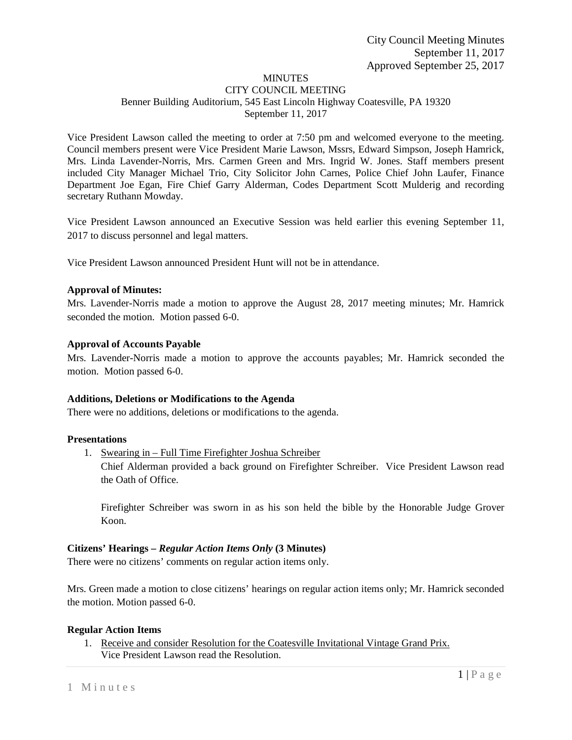City Council Meeting Minutes
September 11, 2017
Approved September 25, 2017

# MINUTES
## CITY COUNCIL MEETING
Benner Building Auditorium, 545 East Lincoln Highway Coatesville, PA 19320
September 11, 2017

Vice President Lawson called the meeting to order at 7:50 pm and welcomed everyone to the meeting. Council members present were Vice President Marie Lawson, Mssrs, Edward Simpson, Joseph Hamrick, Mrs. Linda Lavender-Norris, Mrs. Carmen Green and Mrs. Ingrid W. Jones. Staff members present included City Manager Michael Trio, City Solicitor John Carnes, Police Chief John Laufer, Finance Department Joe Egan, Fire Chief Garry Alderman, Codes Department Scott Mulderig and recording secretary Ruthann Mowday.

Vice President Lawson announced an Executive Session was held earlier this evening September 11, 2017 to discuss personnel and legal matters.

Vice President Lawson announced President Hunt will not be in attendance.

**Approval of Minutes:**
Mrs. Lavender-Norris made a motion to approve the August 28, 2017 meeting minutes; Mr. Hamrick seconded the motion. Motion passed 6-0.

**Approval of Accounts Payable**
Mrs. Lavender-Norris made a motion to approve the accounts payables; Mr. Hamrick seconded the motion. Motion passed 6-0.

**Additions, Deletions or Modifications to the Agenda**
There were no additions, deletions or modifications to the agenda.

**Presentations**

1. Swearing in – Full Time Firefighter Joshua Schreiber
   Chief Alderman provided a back ground on Firefighter Schreiber. Vice President Lawson read the Oath of Office.

   Firefighter Schreiber was sworn in as his son held the bible by the Honorable Judge Grover Koon.

**Citizens' Hearings –** ***Regular Action Items Only*** **(3 Minutes)**
There were no citizens' comments on regular action items only.

Mrs. Green made a motion to close citizens' hearings on regular action items only; Mr. Hamrick seconded the motion. Motion passed 6-0.

**Regular Action Items**

1. Receive and consider Resolution for the Coatesville Invitational Vintage Grand Prix.
   Vice President Lawson read the Resolution.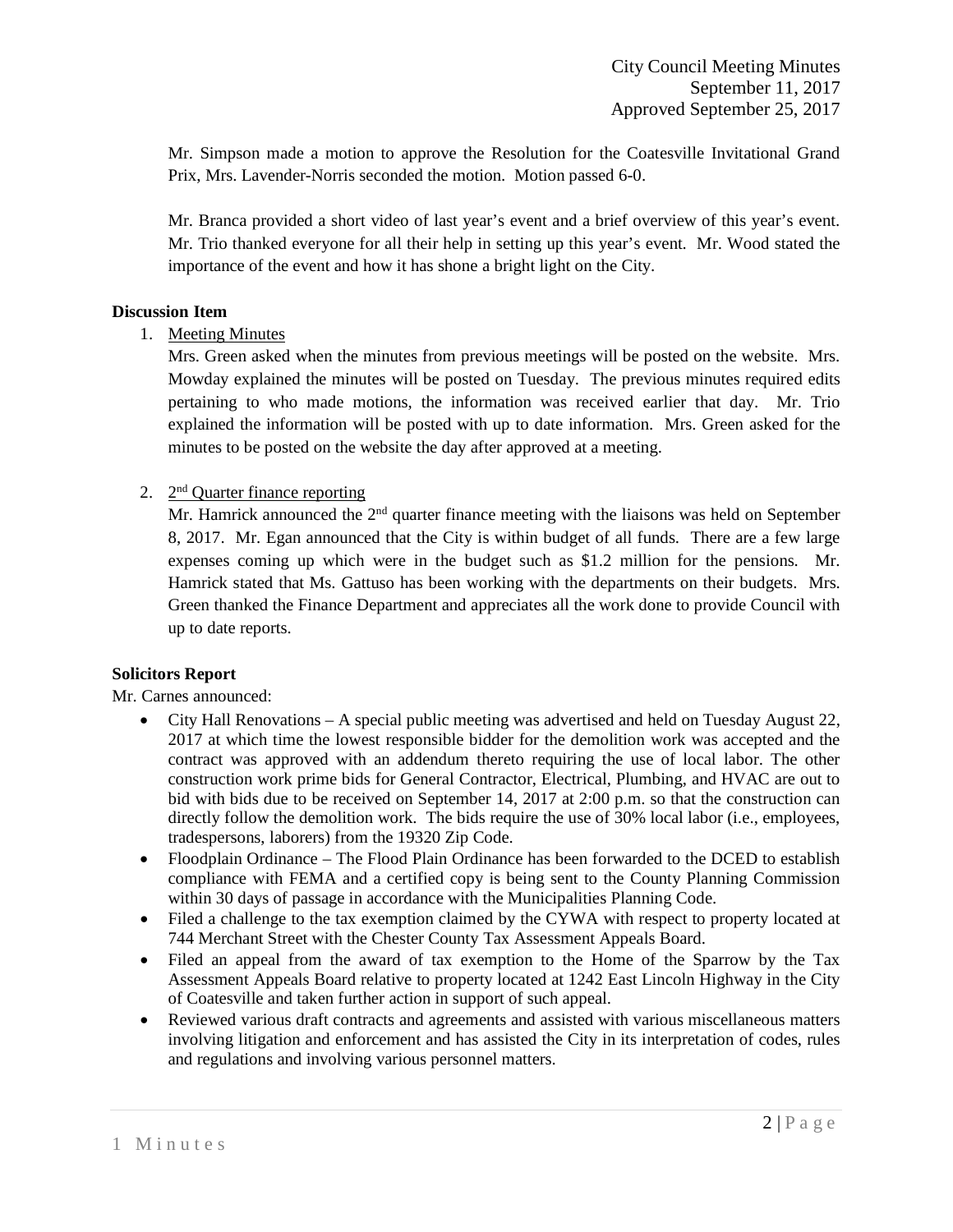Mr. Simpson made a motion to approve the Resolution for the Coatesville Invitational Grand Prix, Mrs. Lavender-Norris seconded the motion. Motion passed 6-0.

Mr. Branca provided a short video of last year's event and a brief overview of this year's event. Mr. Trio thanked everyone for all their help in setting up this year's event. Mr. Wood stated the importance of the event and how it has shone a bright light on the City.

**Discussion Item**

1. Meeting Minutes

   Mrs. Green asked when the minutes from previous meetings will be posted on the website. Mrs. Mowday explained the minutes will be posted on Tuesday. The previous minutes required edits pertaining to who made motions, the information was received earlier that day. Mr. Trio explained the information will be posted with up to date information. Mrs. Green asked for the minutes to be posted on the website the day after approved at a meeting.

2. 2nd Quarter finance reporting

   Mr. Hamrick announced the 2nd quarter finance meeting with the liaisons was held on September 8, 2017. Mr. Egan announced that the City is within budget of all funds. There are a few large expenses coming up which were in the budget such as $1.2 million for the pensions. Mr. Hamrick stated that Ms. Gattuso has been working with the departments on their budgets. Mrs. Green thanked the Finance Department and appreciates all the work done to provide Council with up to date reports.

**Solicitors Report**

Mr. Carnes announced:

- City Hall Renovations – A special public meeting was advertised and held on Tuesday August 22, 2017 at which time the lowest responsible bidder for the demolition work was accepted and the contract was approved with an addendum thereto requiring the use of local labor. The other construction work prime bids for General Contractor, Electrical, Plumbing, and HVAC are out to bid with bids due to be received on September 14, 2017 at 2:00 p.m. so that the construction can directly follow the demolition work. The bids require the use of 30% local labor (i.e., employees, tradespersons, laborers) from the 19320 Zip Code.
- Floodplain Ordinance – The Flood Plain Ordinance has been forwarded to the DCED to establish compliance with FEMA and a certified copy is being sent to the County Planning Commission within 30 days of passage in accordance with the Municipalities Planning Code.
- Filed a challenge to the tax exemption claimed by the CYWA with respect to property located at 744 Merchant Street with the Chester County Tax Assessment Appeals Board.
- Filed an appeal from the award of tax exemption to the Home of the Sparrow by the Tax Assessment Appeals Board relative to property located at 1242 East Lincoln Highway in the City of Coatesville and taken further action in support of such appeal.
- Reviewed various draft contracts and agreements and assisted with various miscellaneous matters involving litigation and enforcement and has assisted the City in its interpretation of codes, rules and regulations and involving various personnel matters.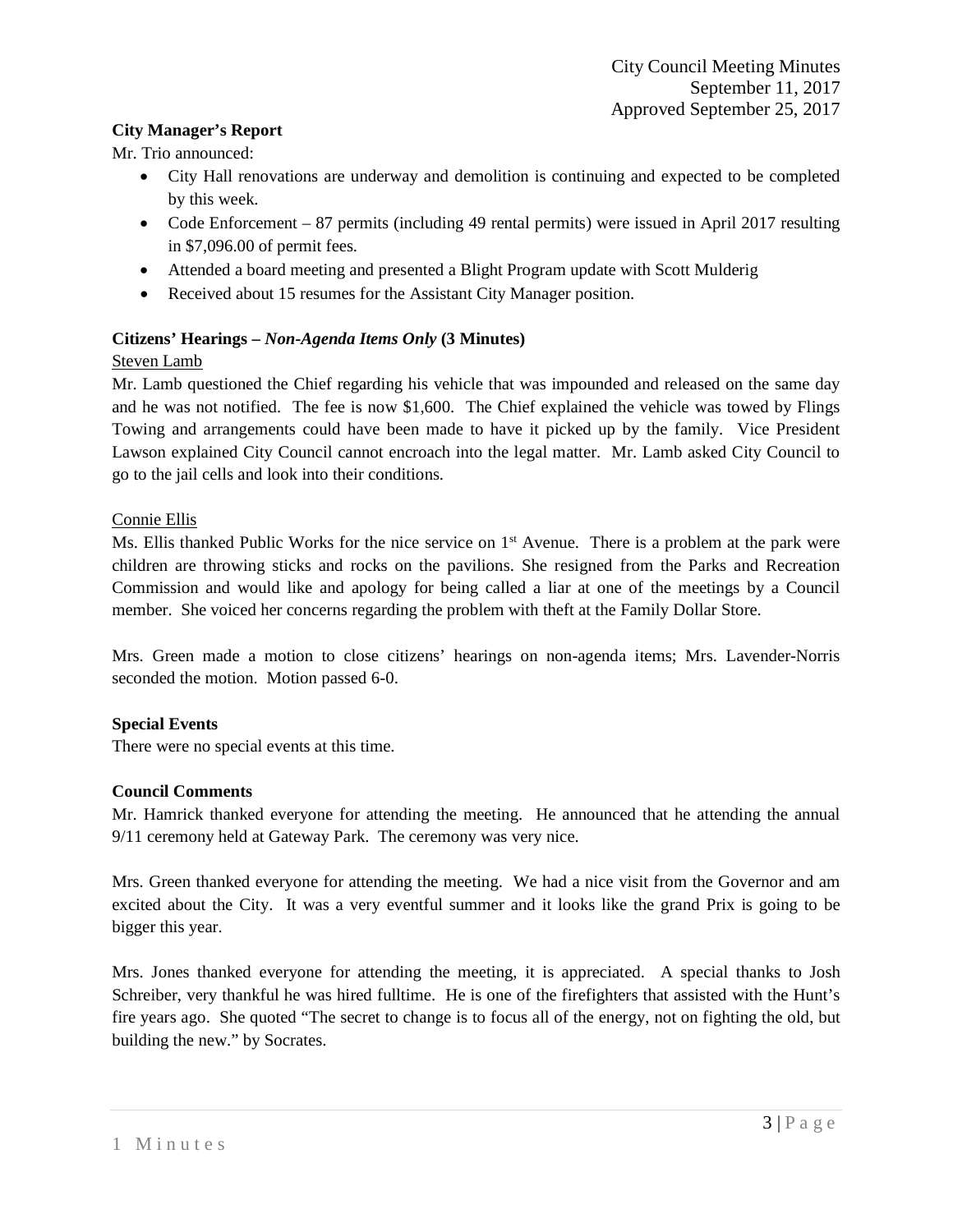**City Manager's Report**

Mr. Trio announced:

- City Hall renovations are underway and demolition is continuing and expected to be completed by this week.
- Code Enforcement – 87 permits (including 49 rental permits) were issued in April 2017 resulting in $7,096.00 of permit fees.
- Attended a board meeting and presented a Blight Program update with Scott Mulderig
- Received about 15 resumes for the Assistant City Manager position.

**Citizens' Hearings –** ***Non-Agenda Items Only*** **(3 Minutes)**

Steven Lamb

Mr. Lamb questioned the Chief regarding his vehicle that was impounded and released on the same day and he was not notified. The fee is now $1,600. The Chief explained the vehicle was towed by Flings Towing and arrangements could have been made to have it picked up by the family. Vice President Lawson explained City Council cannot encroach into the legal matter. Mr. Lamb asked City Council to go to the jail cells and look into their conditions.

Connie Ellis

Ms. Ellis thanked Public Works for the nice service on 1st Avenue. There is a problem at the park were children are throwing sticks and rocks on the pavilions. She resigned from the Parks and Recreation Commission and would like and apology for being called a liar at one of the meetings by a Council member. She voiced her concerns regarding the problem with theft at the Family Dollar Store.

Mrs. Green made a motion to close citizens' hearings on non-agenda items; Mrs. Lavender-Norris seconded the motion. Motion passed 6-0.

**Special Events**

There were no special events at this time.

**Council Comments**

Mr. Hamrick thanked everyone for attending the meeting. He announced that he attending the annual 9/11 ceremony held at Gateway Park. The ceremony was very nice.

Mrs. Green thanked everyone for attending the meeting. We had a nice visit from the Governor and am excited about the City. It was a very eventful summer and it looks like the grand Prix is going to be bigger this year.

Mrs. Jones thanked everyone for attending the meeting, it is appreciated. A special thanks to Josh Schreiber, very thankful he was hired fulltime. He is one of the firefighters that assisted with the Hunt's fire years ago. She quoted "The secret to change is to focus all of the energy, not on fighting the old, but building the new." by Socrates.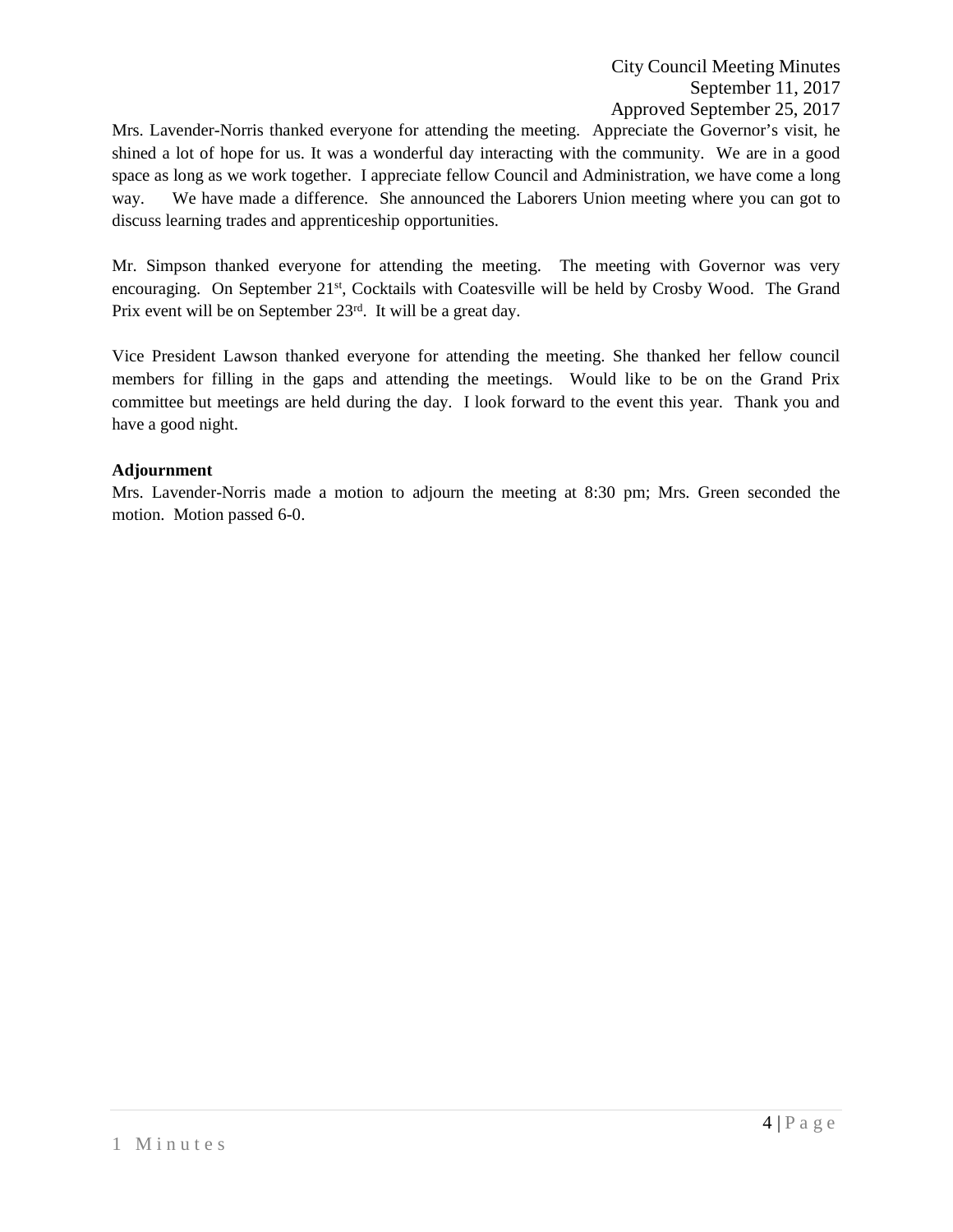Mrs. Lavender-Norris thanked everyone for attending the meeting. Appreciate the Governor's visit, he shined a lot of hope for us. It was a wonderful day interacting with the community. We are in a good space as long as we work together. I appreciate fellow Council and Administration, we have come a long way. We have made a difference. She announced the Laborers Union meeting where you can got to discuss learning trades and apprenticeship opportunities.

Mr. Simpson thanked everyone for attending the meeting. The meeting with Governor was very encouraging. On September 21st, Cocktails with Coatesville will be held by Crosby Wood. The Grand Prix event will be on September 23rd. It will be a great day.

Vice President Lawson thanked everyone for attending the meeting. She thanked her fellow council members for filling in the gaps and attending the meetings. Would like to be on the Grand Prix committee but meetings are held during the day. I look forward to the event this year. Thank you and have a good night.

**Adjournment**

Mrs. Lavender-Norris made a motion to adjourn the meeting at 8:30 pm; Mrs. Green seconded the motion. Motion passed 6-0.